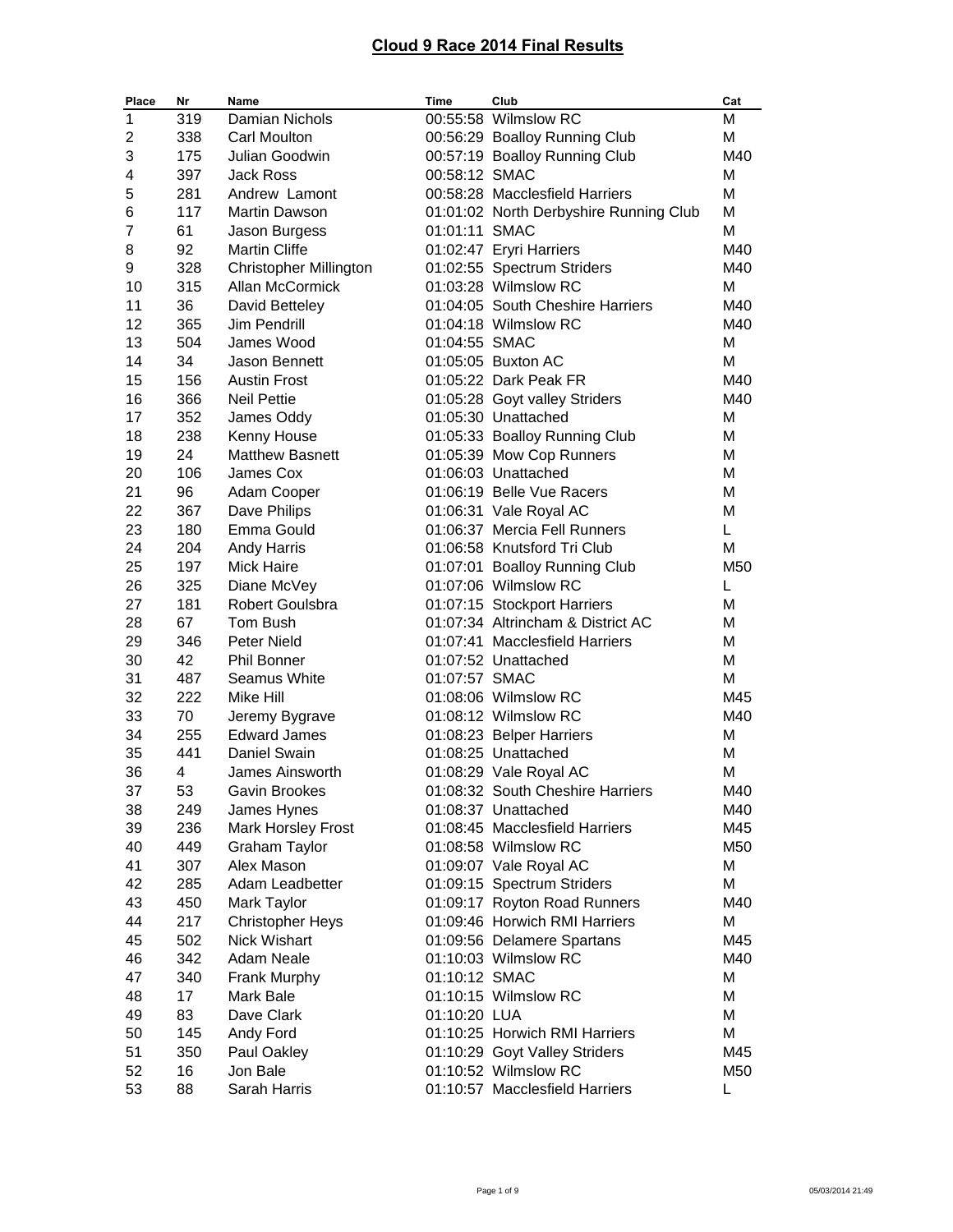## Cloud 9 Race 2014 Final Results

| Place | Nr | Name | Time | Club | Cat |
|---|---|---|---|---|---|
| 1 | 319 | Damian Nichols | 00:55:58 | Wilmslow RC | M |
| 2 | 338 | Carl Moulton | 00:56:29 | Boalloy Running Club | M |
| 3 | 175 | Julian Goodwin | 00:57:19 | Boalloy Running Club | M40 |
| 4 | 397 | Jack Ross | 00:58:12 | SMAC | M |
| 5 | 281 | Andrew Lamont | 00:58:28 | Macclesfield Harriers | M |
| 6 | 117 | Martin Dawson | 01:01:02 | North Derbyshire Running Club | M |
| 7 | 61 | Jason Burgess | 01:01:11 | SMAC | M |
| 8 | 92 | Martin Cliffe | 01:02:47 | Eryri Harriers | M40 |
| 9 | 328 | Christopher Millington | 01:02:55 | Spectrum Striders | M40 |
| 10 | 315 | Allan McCormick | 01:03:28 | Wilmslow RC | M |
| 11 | 36 | David Betteley | 01:04:05 | South Cheshire Harriers | M40 |
| 12 | 365 | Jim Pendrill | 01:04:18 | Wilmslow RC | M40 |
| 13 | 504 | James Wood | 01:04:55 | SMAC | M |
| 14 | 34 | Jason Bennett | 01:05:05 | Buxton AC | M |
| 15 | 156 | Austin Frost | 01:05:22 | Dark Peak FR | M40 |
| 16 | 366 | Neil Pettie | 01:05:28 | Goyt valley Striders | M40 |
| 17 | 352 | James Oddy | 01:05:30 | Unattached | M |
| 18 | 238 | Kenny House | 01:05:33 | Boalloy Running Club | M |
| 19 | 24 | Matthew Basnett | 01:05:39 | Mow Cop Runners | M |
| 20 | 106 | James Cox | 01:06:03 | Unattached | M |
| 21 | 96 | Adam Cooper | 01:06:19 | Belle Vue Racers | M |
| 22 | 367 | Dave Philips | 01:06:31 | Vale Royal AC | M |
| 23 | 180 | Emma Gould | 01:06:37 | Mercia Fell Runners | L |
| 24 | 204 | Andy Harris | 01:06:58 | Knutsford Tri Club | M |
| 25 | 197 | Mick Haire | 01:07:01 | Boalloy Running Club | M50 |
| 26 | 325 | Diane McVey | 01:07:06 | Wilmslow RC | L |
| 27 | 181 | Robert Goulsbra | 01:07:15 | Stockport Harriers | M |
| 28 | 67 | Tom Bush | 01:07:34 | Altrincham & District AC | M |
| 29 | 346 | Peter Nield | 01:07:41 | Macclesfield Harriers | M |
| 30 | 42 | Phil Bonner | 01:07:52 | Unattached | M |
| 31 | 487 | Seamus White | 01:07:57 | SMAC | M |
| 32 | 222 | Mike Hill | 01:08:06 | Wilmslow RC | M45 |
| 33 | 70 | Jeremy Bygrave | 01:08:12 | Wilmslow RC | M40 |
| 34 | 255 | Edward James | 01:08:23 | Belper Harriers | M |
| 35 | 441 | Daniel Swain | 01:08:25 | Unattached | M |
| 36 | 4 | James Ainsworth | 01:08:29 | Vale Royal AC | M |
| 37 | 53 | Gavin Brookes | 01:08:32 | South Cheshire Harriers | M40 |
| 38 | 249 | James Hynes | 01:08:37 | Unattached | M40 |
| 39 | 236 | Mark Horsley Frost | 01:08:45 | Macclesfield Harriers | M45 |
| 40 | 449 | Graham Taylor | 01:08:58 | Wilmslow RC | M50 |
| 41 | 307 | Alex Mason | 01:09:07 | Vale Royal AC | M |
| 42 | 285 | Adam Leadbetter | 01:09:15 | Spectrum Striders | M |
| 43 | 450 | Mark Taylor | 01:09:17 | Royton Road Runners | M40 |
| 44 | 217 | Christopher Heys | 01:09:46 | Horwich RMI Harriers | M |
| 45 | 502 | Nick Wishart | 01:09:56 | Delamere Spartans | M45 |
| 46 | 342 | Adam Neale | 01:10:03 | Wilmslow RC | M40 |
| 47 | 340 | Frank Murphy | 01:10:12 | SMAC | M |
| 48 | 17 | Mark Bale | 01:10:15 | Wilmslow RC | M |
| 49 | 83 | Dave Clark | 01:10:20 | LUA | M |
| 50 | 145 | Andy Ford | 01:10:25 | Horwich RMI Harriers | M |
| 51 | 350 | Paul Oakley | 01:10:29 | Goyt Valley Striders | M45 |
| 52 | 16 | Jon Bale | 01:10:52 | Wilmslow RC | M50 |
| 53 | 88 | Sarah Harris | 01:10:57 | Macclesfield Harriers | L |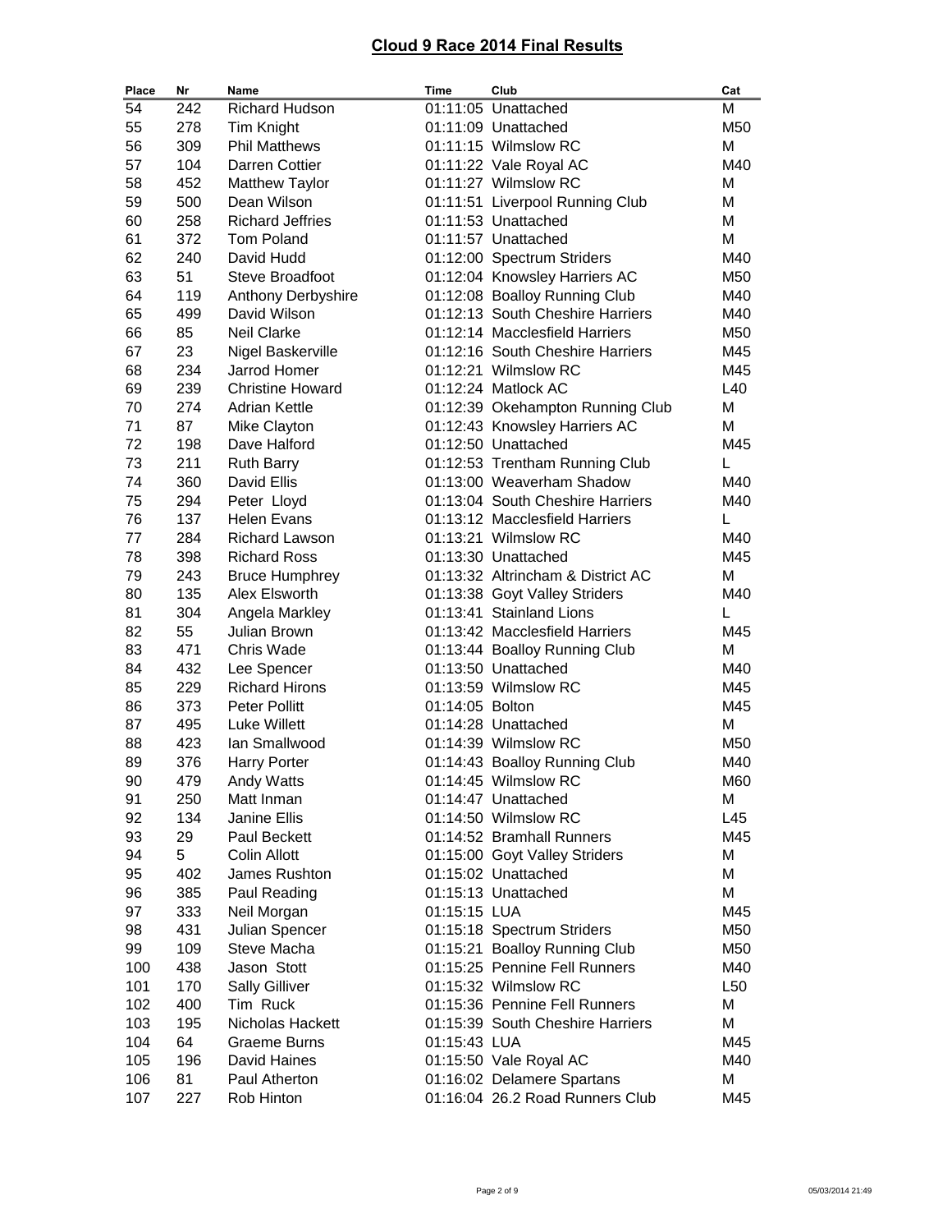## Cloud 9 Race 2014 Final Results

| Place | Nr | Name | Time | Club | Cat |
|---|---|---|---|---|---|
| 54 | 242 | Richard Hudson | 01:11:05 | Unattached | M |
| 55 | 278 | Tim Knight | 01:11:09 | Unattached | M50 |
| 56 | 309 | Phil Matthews | 01:11:15 | Wilmslow RC | M |
| 57 | 104 | Darren Cottier | 01:11:22 | Vale Royal AC | M40 |
| 58 | 452 | Matthew Taylor | 01:11:27 | Wilmslow RC | M |
| 59 | 500 | Dean Wilson | 01:11:51 | Liverpool Running Club | M |
| 60 | 258 | Richard Jeffries | 01:11:53 | Unattached | M |
| 61 | 372 | Tom Poland | 01:11:57 | Unattached | M |
| 62 | 240 | David Hudd | 01:12:00 | Spectrum Striders | M40 |
| 63 | 51 | Steve Broadfoot | 01:12:04 | Knowsley Harriers AC | M50 |
| 64 | 119 | Anthony Derbyshire | 01:12:08 | Boalloy Running Club | M40 |
| 65 | 499 | David Wilson | 01:12:13 | South Cheshire Harriers | M40 |
| 66 | 85 | Neil Clarke | 01:12:14 | Macclesfield Harriers | M50 |
| 67 | 23 | Nigel Baskerville | 01:12:16 | South Cheshire Harriers | M45 |
| 68 | 234 | Jarrod Homer | 01:12:21 | Wilmslow RC | M45 |
| 69 | 239 | Christine Howard | 01:12:24 | Matlock AC | L40 |
| 70 | 274 | Adrian Kettle | 01:12:39 | Okehampton Running Club | M |
| 71 | 87 | Mike Clayton | 01:12:43 | Knowsley Harriers AC | M |
| 72 | 198 | Dave Halford | 01:12:50 | Unattached | M45 |
| 73 | 211 | Ruth Barry | 01:12:53 | Trentham Running Club | L |
| 74 | 360 | David Ellis | 01:13:00 | Weaverham Shadow | M40 |
| 75 | 294 | Peter Lloyd | 01:13:04 | South Cheshire Harriers | M40 |
| 76 | 137 | Helen Evans | 01:13:12 | Macclesfield Harriers | L |
| 77 | 284 | Richard Lawson | 01:13:21 | Wilmslow RC | M40 |
| 78 | 398 | Richard Ross | 01:13:30 | Unattached | M45 |
| 79 | 243 | Bruce Humphrey | 01:13:32 | Altrincham & District AC | M |
| 80 | 135 | Alex Elsworth | 01:13:38 | Goyt Valley Striders | M40 |
| 81 | 304 | Angela Markley | 01:13:41 | Stainland Lions | L |
| 82 | 55 | Julian Brown | 01:13:42 | Macclesfield Harriers | M45 |
| 83 | 471 | Chris Wade | 01:13:44 | Boalloy Running Club | M |
| 84 | 432 | Lee Spencer | 01:13:50 | Unattached | M40 |
| 85 | 229 | Richard Hirons | 01:13:59 | Wilmslow RC | M45 |
| 86 | 373 | Peter Pollitt | 01:14:05 | Bolton | M45 |
| 87 | 495 | Luke Willett | 01:14:28 | Unattached | M |
| 88 | 423 | Ian Smallwood | 01:14:39 | Wilmslow RC | M50 |
| 89 | 376 | Harry Porter | 01:14:43 | Boalloy Running Club | M40 |
| 90 | 479 | Andy Watts | 01:14:45 | Wilmslow RC | M60 |
| 91 | 250 | Matt Inman | 01:14:47 | Unattached | M |
| 92 | 134 | Janine Ellis | 01:14:50 | Wilmslow RC | L45 |
| 93 | 29 | Paul Beckett | 01:14:52 | Bramhall Runners | M45 |
| 94 | 5 | Colin Allott | 01:15:00 | Goyt Valley Striders | M |
| 95 | 402 | James Rushton | 01:15:02 | Unattached | M |
| 96 | 385 | Paul Reading | 01:15:13 | Unattached | M |
| 97 | 333 | Neil Morgan | 01:15:15 | LUA | M45 |
| 98 | 431 | Julian Spencer | 01:15:18 | Spectrum Striders | M50 |
| 99 | 109 | Steve Macha | 01:15:21 | Boalloy Running Club | M50 |
| 100 | 438 | Jason Stott | 01:15:25 | Pennine Fell Runners | M40 |
| 101 | 170 | Sally Gilliver | 01:15:32 | Wilmslow RC | L50 |
| 102 | 400 | Tim Ruck | 01:15:36 | Pennine Fell Runners | M |
| 103 | 195 | Nicholas Hackett | 01:15:39 | South Cheshire Harriers | M |
| 104 | 64 | Graeme Burns | 01:15:43 | LUA | M45 |
| 105 | 196 | David Haines | 01:15:50 | Vale Royal AC | M40 |
| 106 | 81 | Paul Atherton | 01:16:02 | Delamere Spartans | M |
| 107 | 227 | Rob Hinton | 01:16:04 | 26.2 Road Runners Club | M45 |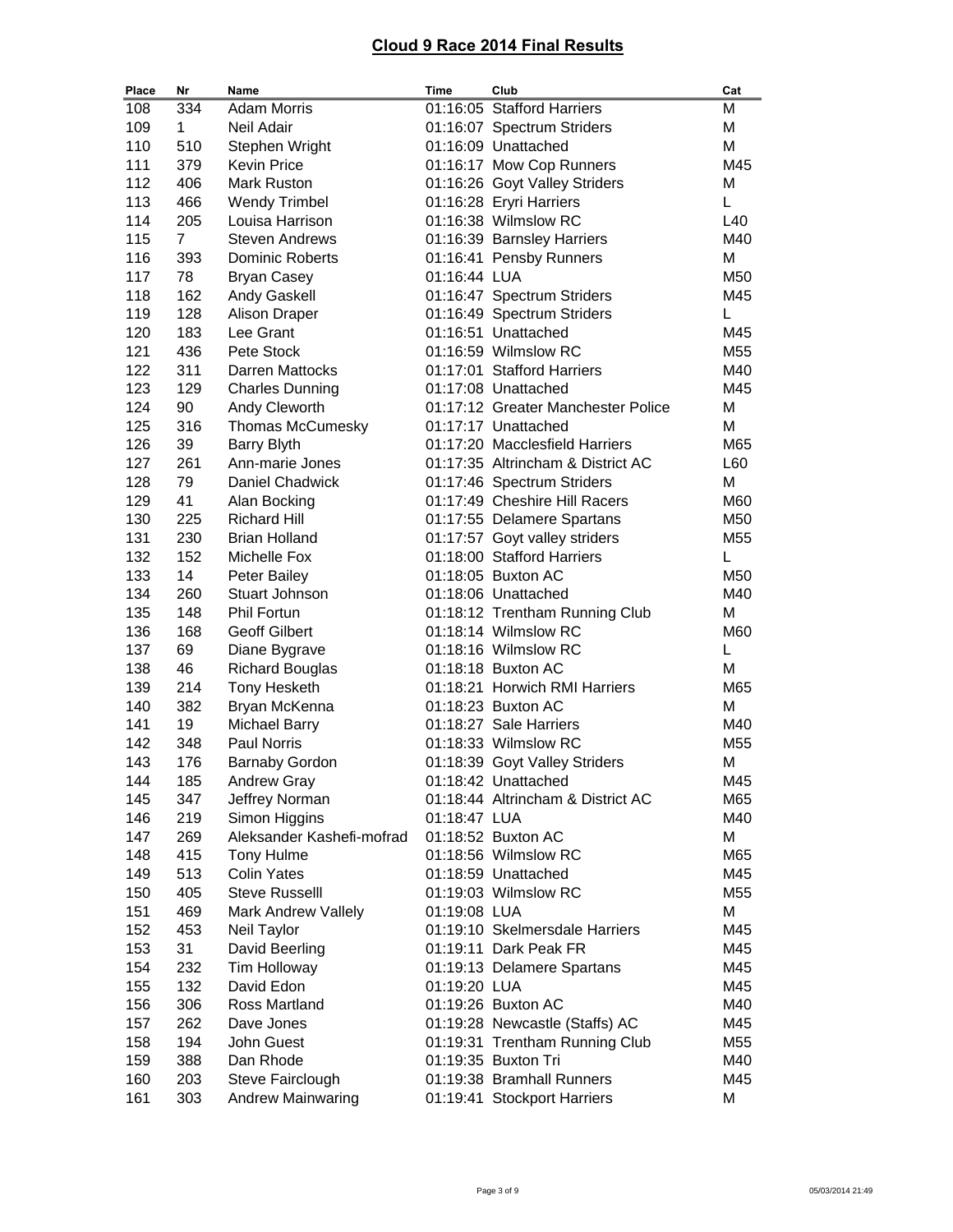# Cloud 9 Race 2014 Final Results

| Place | Nr | Name | Time | Club | Cat |
|---|---|---|---|---|---|
| 108 | 334 | Adam Morris | 01:16:05 | Stafford Harriers | M |
| 109 | 1 | Neil Adair | 01:16:07 | Spectrum Striders | M |
| 110 | 510 | Stephen Wright | 01:16:09 | Unattached | M |
| 111 | 379 | Kevin Price | 01:16:17 | Mow Cop Runners | M45 |
| 112 | 406 | Mark Ruston | 01:16:26 | Goyt Valley Striders | M |
| 113 | 466 | Wendy Trimbel | 01:16:28 | Eryri Harriers | L |
| 114 | 205 | Louisa Harrison | 01:16:38 | Wilmslow RC | L40 |
| 115 | 7 | Steven Andrews | 01:16:39 | Barnsley Harriers | M40 |
| 116 | 393 | Dominic Roberts | 01:16:41 | Pensby Runners | M |
| 117 | 78 | Bryan Casey | 01:16:44 | LUA | M50 |
| 118 | 162 | Andy Gaskell | 01:16:47 | Spectrum Striders | M45 |
| 119 | 128 | Alison Draper | 01:16:49 | Spectrum Striders | L |
| 120 | 183 | Lee Grant | 01:16:51 | Unattached | M45 |
| 121 | 436 | Pete Stock | 01:16:59 | Wilmslow RC | M55 |
| 122 | 311 | Darren Mattocks | 01:17:01 | Stafford Harriers | M40 |
| 123 | 129 | Charles Dunning | 01:17:08 | Unattached | M45 |
| 124 | 90 | Andy Cleworth | 01:17:12 | Greater Manchester Police | M |
| 125 | 316 | Thomas McCumesky | 01:17:17 | Unattached | M |
| 126 | 39 | Barry Blyth | 01:17:20 | Macclesfield Harriers | M65 |
| 127 | 261 | Ann-marie Jones | 01:17:35 | Altrincham & District AC | L60 |
| 128 | 79 | Daniel Chadwick | 01:17:46 | Spectrum Striders | M |
| 129 | 41 | Alan Bocking | 01:17:49 | Cheshire Hill Racers | M60 |
| 130 | 225 | Richard Hill | 01:17:55 | Delamere Spartans | M50 |
| 131 | 230 | Brian Holland | 01:17:57 | Goyt valley striders | M55 |
| 132 | 152 | Michelle Fox | 01:18:00 | Stafford Harriers | L |
| 133 | 14 | Peter Bailey | 01:18:05 | Buxton AC | M50 |
| 134 | 260 | Stuart Johnson | 01:18:06 | Unattached | M40 |
| 135 | 148 | Phil Fortun | 01:18:12 | Trentham Running Club | M |
| 136 | 168 | Geoff Gilbert | 01:18:14 | Wilmslow RC | M60 |
| 137 | 69 | Diane Bygrave | 01:18:16 | Wilmslow RC | L |
| 138 | 46 | Richard Bouglas | 01:18:18 | Buxton AC | M |
| 139 | 214 | Tony Hesketh | 01:18:21 | Horwich RMI Harriers | M65 |
| 140 | 382 | Bryan McKenna | 01:18:23 | Buxton AC | M |
| 141 | 19 | Michael Barry | 01:18:27 | Sale Harriers | M40 |
| 142 | 348 | Paul Norris | 01:18:33 | Wilmslow RC | M55 |
| 143 | 176 | Barnaby Gordon | 01:18:39 | Goyt Valley Striders | M |
| 144 | 185 | Andrew Gray | 01:18:42 | Unattached | M45 |
| 145 | 347 | Jeffrey Norman | 01:18:44 | Altrincham & District AC | M65 |
| 146 | 219 | Simon Higgins | 01:18:47 | LUA | M40 |
| 147 | 269 | Aleksander Kashefi-mofrad | 01:18:52 | Buxton AC | M |
| 148 | 415 | Tony Hulme | 01:18:56 | Wilmslow RC | M65 |
| 149 | 513 | Colin Yates | 01:18:59 | Unattached | M45 |
| 150 | 405 | Steve Russelll | 01:19:03 | Wilmslow RC | M55 |
| 151 | 469 | Mark Andrew Vallely | 01:19:08 | LUA | M |
| 152 | 453 | Neil Taylor | 01:19:10 | Skelmersdale Harriers | M45 |
| 153 | 31 | David Beerling | 01:19:11 | Dark Peak FR | M45 |
| 154 | 232 | Tim Holloway | 01:19:13 | Delamere Spartans | M45 |
| 155 | 132 | David Edon | 01:19:20 | LUA | M45 |
| 156 | 306 | Ross Martland | 01:19:26 | Buxton AC | M40 |
| 157 | 262 | Dave Jones | 01:19:28 | Newcastle (Staffs) AC | M45 |
| 158 | 194 | John Guest | 01:19:31 | Trentham Running Club | M55 |
| 159 | 388 | Dan Rhode | 01:19:35 | Buxton Tri | M40 |
| 160 | 203 | Steve Fairclough | 01:19:38 | Bramhall Runners | M45 |
| 161 | 303 | Andrew Mainwaring | 01:19:41 | Stockport Harriers | M |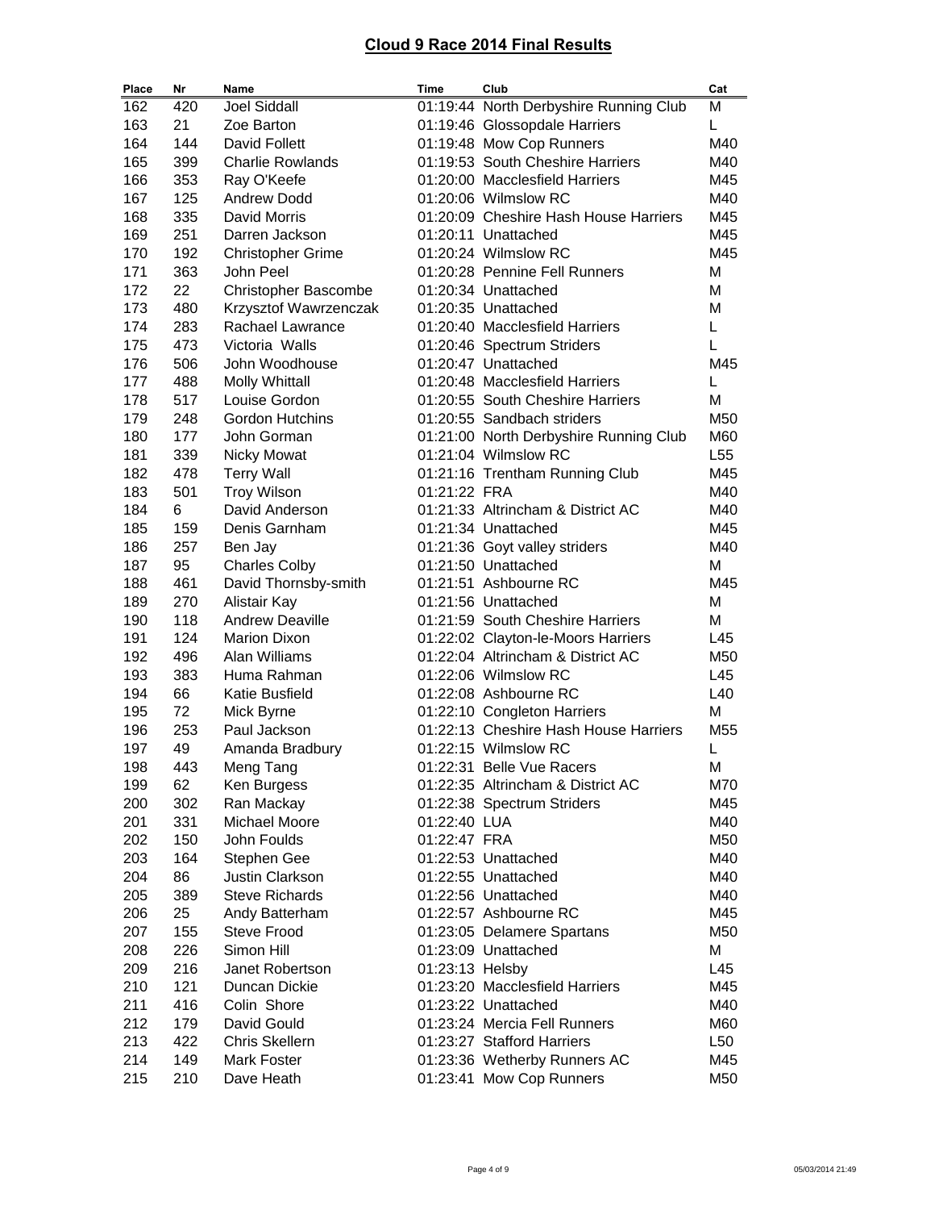## Cloud 9 Race 2014 Final Results

| Place | Nr | Name | Time | Club | Cat |
|---|---|---|---|---|---|
| 162 | 420 | Joel Siddall | 01:19:44 | North Derbyshire Running Club | M |
| 163 | 21 | Zoe Barton | 01:19:46 | Glossopdale Harriers | L |
| 164 | 144 | David Follett | 01:19:48 | Mow Cop Runners | M40 |
| 165 | 399 | Charlie Rowlands | 01:19:53 | South Cheshire Harriers | M40 |
| 166 | 353 | Ray O'Keefe | 01:20:00 | Macclesfield Harriers | M45 |
| 167 | 125 | Andrew Dodd | 01:20:06 | Wilmslow RC | M40 |
| 168 | 335 | David Morris | 01:20:09 | Cheshire Hash House Harriers | M45 |
| 169 | 251 | Darren Jackson | 01:20:11 | Unattached | M45 |
| 170 | 192 | Christopher Grime | 01:20:24 | Wilmslow RC | M45 |
| 171 | 363 | John Peel | 01:20:28 | Pennine Fell Runners | M |
| 172 | 22 | Christopher Bascombe | 01:20:34 | Unattached | M |
| 173 | 480 | Krzysztof Wawrzenczak | 01:20:35 | Unattached | M |
| 174 | 283 | Rachael Lawrance | 01:20:40 | Macclesfield Harriers | L |
| 175 | 473 | Victoria Walls | 01:20:46 | Spectrum Striders | L |
| 176 | 506 | John Woodhouse | 01:20:47 | Unattached | M45 |
| 177 | 488 | Molly Whittall | 01:20:48 | Macclesfield Harriers | L |
| 178 | 517 | Louise Gordon | 01:20:55 | South Cheshire Harriers | M |
| 179 | 248 | Gordon Hutchins | 01:20:55 | Sandbach striders | M50 |
| 180 | 177 | John Gorman | 01:21:00 | North Derbyshire Running Club | M60 |
| 181 | 339 | Nicky Mowat | 01:21:04 | Wilmslow RC | L55 |
| 182 | 478 | Terry Wall | 01:21:16 | Trentham Running Club | M45 |
| 183 | 501 | Troy Wilson | 01:21:22 | FRA | M40 |
| 184 | 6 | David Anderson | 01:21:33 | Altrincham & District AC | M40 |
| 185 | 159 | Denis Garnham | 01:21:34 | Unattached | M45 |
| 186 | 257 | Ben Jay | 01:21:36 | Goyt valley striders | M40 |
| 187 | 95 | Charles Colby | 01:21:50 | Unattached | M |
| 188 | 461 | David Thornsby-smith | 01:21:51 | Ashbourne RC | M45 |
| 189 | 270 | Alistair Kay | 01:21:56 | Unattached | M |
| 190 | 118 | Andrew Deaville | 01:21:59 | South Cheshire Harriers | M |
| 191 | 124 | Marion Dixon | 01:22:02 | Clayton-le-Moors Harriers | L45 |
| 192 | 496 | Alan Williams | 01:22:04 | Altrincham & District AC | M50 |
| 193 | 383 | Huma Rahman | 01:22:06 | Wilmslow RC | L45 |
| 194 | 66 | Katie Busfield | 01:22:08 | Ashbourne RC | L40 |
| 195 | 72 | Mick Byrne | 01:22:10 | Congleton Harriers | M |
| 196 | 253 | Paul Jackson | 01:22:13 | Cheshire Hash House Harriers | M55 |
| 197 | 49 | Amanda Bradbury | 01:22:15 | Wilmslow RC | L |
| 198 | 443 | Meng Tang | 01:22:31 | Belle Vue Racers | M |
| 199 | 62 | Ken Burgess | 01:22:35 | Altrincham & District AC | M70 |
| 200 | 302 | Ran Mackay | 01:22:38 | Spectrum Striders | M45 |
| 201 | 331 | Michael Moore | 01:22:40 | LUA | M40 |
| 202 | 150 | John Foulds | 01:22:47 | FRA | M50 |
| 203 | 164 | Stephen Gee | 01:22:53 | Unattached | M40 |
| 204 | 86 | Justin Clarkson | 01:22:55 | Unattached | M40 |
| 205 | 389 | Steve Richards | 01:22:56 | Unattached | M40 |
| 206 | 25 | Andy Batterham | 01:22:57 | Ashbourne RC | M45 |
| 207 | 155 | Steve Frood | 01:23:05 | Delamere Spartans | M50 |
| 208 | 226 | Simon Hill | 01:23:09 | Unattached | M |
| 209 | 216 | Janet Robertson | 01:23:13 | Helsby | L45 |
| 210 | 121 | Duncan Dickie | 01:23:20 | Macclesfield Harriers | M45 |
| 211 | 416 | Colin Shore | 01:23:22 | Unattached | M40 |
| 212 | 179 | David Gould | 01:23:24 | Mercia Fell Runners | M60 |
| 213 | 422 | Chris Skellern | 01:23:27 | Stafford Harriers | L50 |
| 214 | 149 | Mark Foster | 01:23:36 | Wetherby Runners AC | M45 |
| 215 | 210 | Dave Heath | 01:23:41 | Mow Cop Runners | M50 |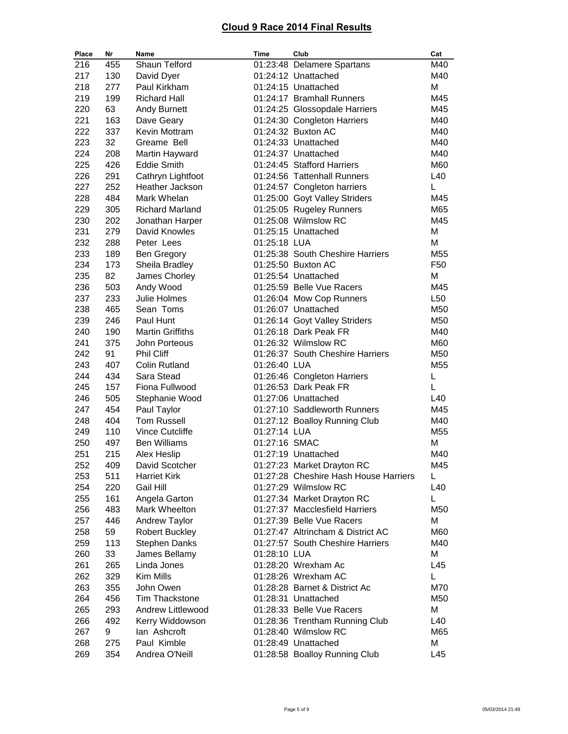## Cloud 9 Race 2014 Final Results

| Place | Nr | Name | Time | Club | Cat |
|---|---|---|---|---|---|
| 216 | 455 | Shaun Telford | 01:23:48 | Delamere Spartans | M40 |
| 217 | 130 | David Dyer | 01:24:12 | Unattached | M40 |
| 218 | 277 | Paul Kirkham | 01:24:15 | Unattached | M |
| 219 | 199 | Richard Hall | 01:24:17 | Bramhall Runners | M45 |
| 220 | 63 | Andy Burnett | 01:24:25 | Glossopdale Harriers | M45 |
| 221 | 163 | Dave Geary | 01:24:30 | Congleton Harriers | M40 |
| 222 | 337 | Kevin Mottram | 01:24:32 | Buxton AC | M40 |
| 223 | 32 | Greame Bell | 01:24:33 | Unattached | M40 |
| 224 | 208 | Martin Hayward | 01:24:37 | Unattached | M40 |
| 225 | 426 | Eddie Smith | 01:24:45 | Stafford Harriers | M60 |
| 226 | 291 | Cathryn Lightfoot | 01:24:56 | Tattenhall Runners | L40 |
| 227 | 252 | Heather Jackson | 01:24:57 | Congleton harriers | L |
| 228 | 484 | Mark Whelan | 01:25:00 | Goyt Valley Striders | M45 |
| 229 | 305 | Richard Marland | 01:25:05 | Rugeley Runners | M65 |
| 230 | 202 | Jonathan Harper | 01:25:08 | Wilmslow RC | M45 |
| 231 | 279 | David Knowles | 01:25:15 | Unattached | M |
| 232 | 288 | Peter Lees | 01:25:18 | LUA | M |
| 233 | 189 | Ben Gregory | 01:25:38 | South Cheshire Harriers | M55 |
| 234 | 173 | Sheila Bradley | 01:25:50 | Buxton AC | F50 |
| 235 | 82 | James Chorley | 01:25:54 | Unattached | M |
| 236 | 503 | Andy Wood | 01:25:59 | Belle Vue Racers | M45 |
| 237 | 233 | Julie Holmes | 01:26:04 | Mow Cop Runners | L50 |
| 238 | 465 | Sean Toms | 01:26:07 | Unattached | M50 |
| 239 | 246 | Paul Hunt | 01:26:14 | Goyt Valley Striders | M50 |
| 240 | 190 | Martin Griffiths | 01:26:18 | Dark Peak FR | M40 |
| 241 | 375 | John Porteous | 01:26:32 | Wilmslow RC | M60 |
| 242 | 91 | Phil Cliff | 01:26:37 | South Cheshire Harriers | M50 |
| 243 | 407 | Colin Rutland | 01:26:40 | LUA | M55 |
| 244 | 434 | Sara Stead | 01:26:46 | Congleton Harriers | L |
| 245 | 157 | Fiona Fullwood | 01:26:53 | Dark Peak FR | L |
| 246 | 505 | Stephanie Wood | 01:27:06 | Unattached | L40 |
| 247 | 454 | Paul Taylor | 01:27:10 | Saddleworth Runners | M45 |
| 248 | 404 | Tom Russell | 01:27:12 | Boalloy Running Club | M40 |
| 249 | 110 | Vince Cutcliffe | 01:27:14 | LUA | M55 |
| 250 | 497 | Ben Williams | 01:27:16 | SMAC | M |
| 251 | 215 | Alex Heslip | 01:27:19 | Unattached | M40 |
| 252 | 409 | David Scotcher | 01:27:23 | Market Drayton RC | M45 |
| 253 | 511 | Harriet Kirk | 01:27:28 | Cheshire Hash House Harriers | L |
| 254 | 220 | Gail Hill | 01:27:29 | Wilmslow RC | L40 |
| 255 | 161 | Angela Garton | 01:27:34 | Market Drayton RC | L |
| 256 | 483 | Mark Wheelton | 01:27:37 | Macclesfield Harriers | M50 |
| 257 | 446 | Andrew Taylor | 01:27:39 | Belle Vue Racers | M |
| 258 | 59 | Robert Buckley | 01:27:47 | Altrincham & District AC | M60 |
| 259 | 113 | Stephen Danks | 01:27:57 | South Cheshire Harriers | M40 |
| 260 | 33 | James Bellamy | 01:28:10 | LUA | M |
| 261 | 265 | Linda Jones | 01:28:20 | Wrexham Ac | L45 |
| 262 | 329 | Kim Mills | 01:28:26 | Wrexham AC | L |
| 263 | 355 | John Owen | 01:28:28 | Barnet & District Ac | M70 |
| 264 | 456 | Tim Thackstone | 01:28:31 | Unattached | M50 |
| 265 | 293 | Andrew Littlewood | 01:28:33 | Belle Vue Racers | M |
| 266 | 492 | Kerry Widdowson | 01:28:36 | Trentham Running Club | L40 |
| 267 | 9 | Ian Ashcroft | 01:28:40 | Wilmslow RC | M65 |
| 268 | 275 | Paul Kimble | 01:28:49 | Unattached | M |
| 269 | 354 | Andrea O'Neill | 01:28:58 | Boalloy Running Club | L45 |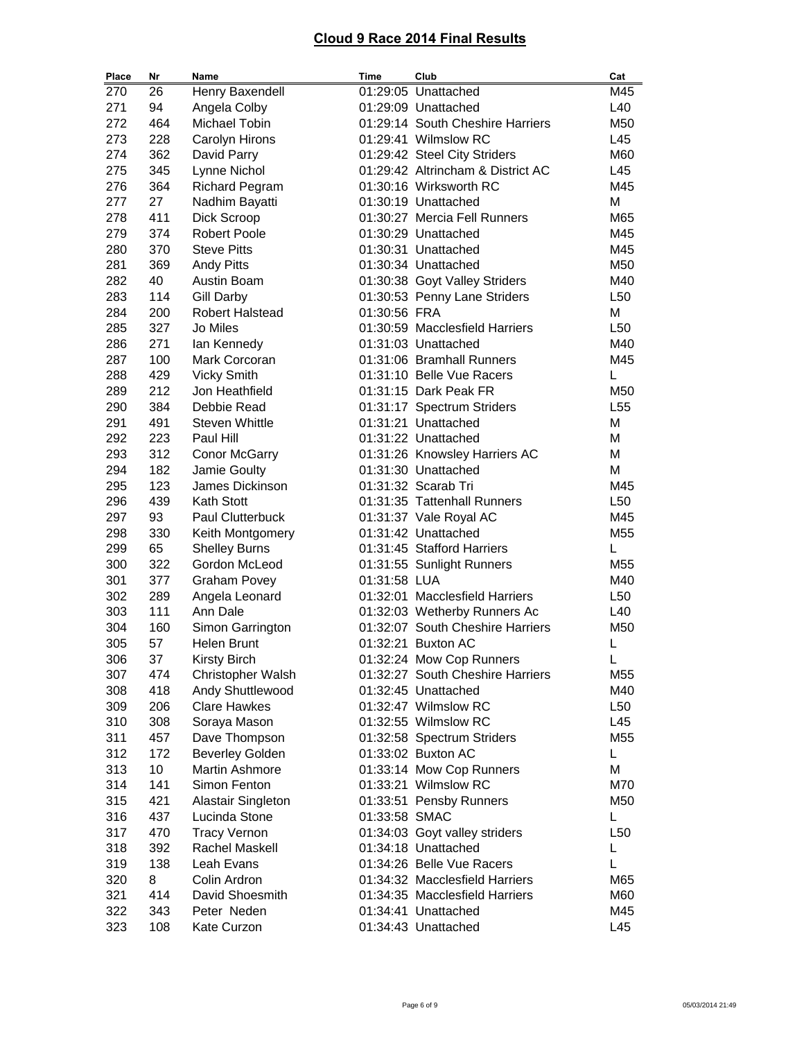## Cloud 9 Race 2014 Final Results

| Place | Nr | Name | Time | Club | Cat |
|---|---|---|---|---|---|
| 270 | 26 | Henry Baxendell | 01:29:05 | Unattached | M45 |
| 271 | 94 | Angela Colby | 01:29:09 | Unattached | L40 |
| 272 | 464 | Michael Tobin | 01:29:14 | South Cheshire Harriers | M50 |
| 273 | 228 | Carolyn Hirons | 01:29:41 | Wilmslow RC | L45 |
| 274 | 362 | David Parry | 01:29:42 | Steel City Striders | M60 |
| 275 | 345 | Lynne Nichol | 01:29:42 | Altrincham & District AC | L45 |
| 276 | 364 | Richard Pegram | 01:30:16 | Wirksworth RC | M45 |
| 277 | 27 | Nadhim Bayatti | 01:30:19 | Unattached | M |
| 278 | 411 | Dick Scroop | 01:30:27 | Mercia Fell Runners | M65 |
| 279 | 374 | Robert Poole | 01:30:29 | Unattached | M45 |
| 280 | 370 | Steve Pitts | 01:30:31 | Unattached | M45 |
| 281 | 369 | Andy Pitts | 01:30:34 | Unattached | M50 |
| 282 | 40 | Austin Boam | 01:30:38 | Goyt Valley Striders | M40 |
| 283 | 114 | Gill Darby | 01:30:53 | Penny Lane Striders | L50 |
| 284 | 200 | Robert Halstead | 01:30:56 | FRA | M |
| 285 | 327 | Jo Miles | 01:30:59 | Macclesfield Harriers | L50 |
| 286 | 271 | Ian Kennedy | 01:31:03 | Unattached | M40 |
| 287 | 100 | Mark Corcoran | 01:31:06 | Bramhall Runners | M45 |
| 288 | 429 | Vicky Smith | 01:31:10 | Belle Vue Racers | L |
| 289 | 212 | Jon Heathfield | 01:31:15 | Dark Peak FR | M50 |
| 290 | 384 | Debbie Read | 01:31:17 | Spectrum Striders | L55 |
| 291 | 491 | Steven Whittle | 01:31:21 | Unattached | M |
| 292 | 223 | Paul Hill | 01:31:22 | Unattached | M |
| 293 | 312 | Conor McGarry | 01:31:26 | Knowsley Harriers AC | M |
| 294 | 182 | Jamie Goulty | 01:31:30 | Unattached | M |
| 295 | 123 | James Dickinson | 01:31:32 | Scarab Tri | M45 |
| 296 | 439 | Kath Stott | 01:31:35 | Tattenhall Runners | L50 |
| 297 | 93 | Paul Clutterbuck | 01:31:37 | Vale Royal AC | M45 |
| 298 | 330 | Keith Montgomery | 01:31:42 | Unattached | M55 |
| 299 | 65 | Shelley Burns | 01:31:45 | Stafford Harriers | L |
| 300 | 322 | Gordon McLeod | 01:31:55 | Sunlight Runners | M55 |
| 301 | 377 | Graham Povey | 01:31:58 | LUA | M40 |
| 302 | 289 | Angela Leonard | 01:32:01 | Macclesfield Harriers | L50 |
| 303 | 111 | Ann Dale | 01:32:03 | Wetherby Runners Ac | L40 |
| 304 | 160 | Simon Garrington | 01:32:07 | South Cheshire Harriers | M50 |
| 305 | 57 | Helen Brunt | 01:32:21 | Buxton AC | L |
| 306 | 37 | Kirsty Birch | 01:32:24 | Mow Cop Runners | L |
| 307 | 474 | Christopher Walsh | 01:32:27 | South Cheshire Harriers | M55 |
| 308 | 418 | Andy Shuttlewood | 01:32:45 | Unattached | M40 |
| 309 | 206 | Clare Hawkes | 01:32:47 | Wilmslow RC | L50 |
| 310 | 308 | Soraya Mason | 01:32:55 | Wilmslow RC | L45 |
| 311 | 457 | Dave Thompson | 01:32:58 | Spectrum Striders | M55 |
| 312 | 172 | Beverley Golden | 01:33:02 | Buxton AC | L |
| 313 | 10 | Martin Ashmore | 01:33:14 | Mow Cop Runners | M |
| 314 | 141 | Simon Fenton | 01:33:21 | Wilmslow RC | M70 |
| 315 | 421 | Alastair Singleton | 01:33:51 | Pensby Runners | M50 |
| 316 | 437 | Lucinda Stone | 01:33:58 | SMAC | L |
| 317 | 470 | Tracy Vernon | 01:34:03 | Goyt valley striders | L50 |
| 318 | 392 | Rachel Maskell | 01:34:18 | Unattached | L |
| 319 | 138 | Leah Evans | 01:34:26 | Belle Vue Racers | L |
| 320 | 8 | Colin Ardron | 01:34:32 | Macclesfield Harriers | M65 |
| 321 | 414 | David Shoesmith | 01:34:35 | Macclesfield Harriers | M60 |
| 322 | 343 | Peter Neden | 01:34:41 | Unattached | M45 |
| 323 | 108 | Kate Curzon | 01:34:43 | Unattached | L45 |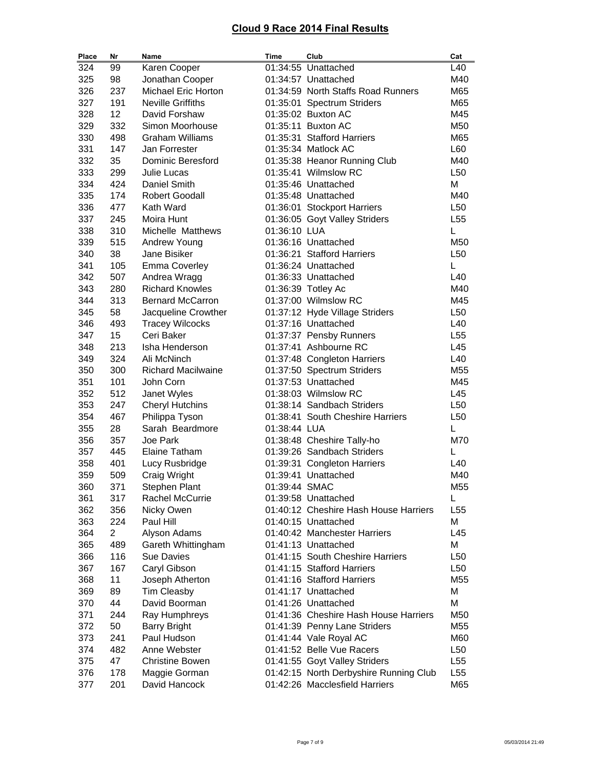## Cloud 9 Race 2014 Final Results

| Place | Nr | Name | Time | Club | Cat |
|---|---|---|---|---|---|
| 324 | 99 | Karen Cooper | 01:34:55 | Unattached | L40 |
| 325 | 98 | Jonathan Cooper | 01:34:57 | Unattached | M40 |
| 326 | 237 | Michael Eric Horton | 01:34:59 | North Staffs Road Runners | M65 |
| 327 | 191 | Neville Griffiths | 01:35:01 | Spectrum Striders | M65 |
| 328 | 12 | David Forshaw | 01:35:02 | Buxton AC | M45 |
| 329 | 332 | Simon Moorhouse | 01:35:11 | Buxton AC | M50 |
| 330 | 498 | Graham Williams | 01:35:31 | Stafford Harriers | M65 |
| 331 | 147 | Jan Forrester | 01:35:34 | Matlock AC | L60 |
| 332 | 35 | Dominic Beresford | 01:35:38 | Heanor Running Club | M40 |
| 333 | 299 | Julie Lucas | 01:35:41 | Wilmslow RC | L50 |
| 334 | 424 | Daniel Smith | 01:35:46 | Unattached | M |
| 335 | 174 | Robert Goodall | 01:35:48 | Unattached | M40 |
| 336 | 477 | Kath Ward | 01:36:01 | Stockport Harriers | L50 |
| 337 | 245 | Moira Hunt | 01:36:05 | Goyt Valley Striders | L55 |
| 338 | 310 | Michelle Matthews | 01:36:10 | LUA | L |
| 339 | 515 | Andrew Young | 01:36:16 | Unattached | M50 |
| 340 | 38 | Jane Bisiker | 01:36:21 | Stafford Harriers | L50 |
| 341 | 105 | Emma Coverley | 01:36:24 | Unattached | L |
| 342 | 507 | Andrea Wragg | 01:36:33 | Unattached | L40 |
| 343 | 280 | Richard Knowles | 01:36:39 | Totley Ac | M40 |
| 344 | 313 | Bernard McCarron | 01:37:00 | Wilmslow RC | M45 |
| 345 | 58 | Jacqueline Crowther | 01:37:12 | Hyde Village Striders | L50 |
| 346 | 493 | Tracey Wilcocks | 01:37:16 | Unattached | L40 |
| 347 | 15 | Ceri Baker | 01:37:37 | Pensby Runners | L55 |
| 348 | 213 | Isha Henderson | 01:37:41 | Ashbourne RC | L45 |
| 349 | 324 | Ali McNinch | 01:37:48 | Congleton Harriers | L40 |
| 350 | 300 | Richard Macilwaine | 01:37:50 | Spectrum Striders | M55 |
| 351 | 101 | John Corn | 01:37:53 | Unattached | M45 |
| 352 | 512 | Janet Wyles | 01:38:03 | Wilmslow RC | L45 |
| 353 | 247 | Cheryl Hutchins | 01:38:14 | Sandbach Striders | L50 |
| 354 | 467 | Philippa Tyson | 01:38:41 | South Cheshire Harriers | L50 |
| 355 | 28 | Sarah Beardmore | 01:38:44 | LUA | L |
| 356 | 357 | Joe Park | 01:38:48 | Cheshire Tally-ho | M70 |
| 357 | 445 | Elaine Tatham | 01:39:26 | Sandbach Striders | L |
| 358 | 401 | Lucy Rusbridge | 01:39:31 | Congleton Harriers | L40 |
| 359 | 509 | Craig Wright | 01:39:41 | Unattached | M40 |
| 360 | 371 | Stephen Plant | 01:39:44 | SMAC | M55 |
| 361 | 317 | Rachel McCurrie | 01:39:58 | Unattached | L |
| 362 | 356 | Nicky Owen | 01:40:12 | Cheshire Hash House Harriers | L55 |
| 363 | 224 | Paul Hill | 01:40:15 | Unattached | M |
| 364 | 2 | Alyson Adams | 01:40:42 | Manchester Harriers | L45 |
| 365 | 489 | Gareth Whittingham | 01:41:13 | Unattached | M |
| 366 | 116 | Sue Davies | 01:41:15 | South Cheshire Harriers | L50 |
| 367 | 167 | Caryl Gibson | 01:41:15 | Stafford Harriers | L50 |
| 368 | 11 | Joseph Atherton | 01:41:16 | Stafford Harriers | M55 |
| 369 | 89 | Tim Cleasby | 01:41:17 | Unattached | M |
| 370 | 44 | David Boorman | 01:41:26 | Unattached | M |
| 371 | 244 | Ray Humphreys | 01:41:36 | Cheshire Hash House Harriers | M50 |
| 372 | 50 | Barry Bright | 01:41:39 | Penny Lane Striders | M55 |
| 373 | 241 | Paul Hudson | 01:41:44 | Vale Royal AC | M60 |
| 374 | 482 | Anne Webster | 01:41:52 | Belle Vue Racers | L50 |
| 375 | 47 | Christine Bowen | 01:41:55 | Goyt Valley Striders | L55 |
| 376 | 178 | Maggie Gorman | 01:42:15 | North Derbyshire Running Club | L55 |
| 377 | 201 | David Hancock | 01:42:26 | Macclesfield Harriers | M65 |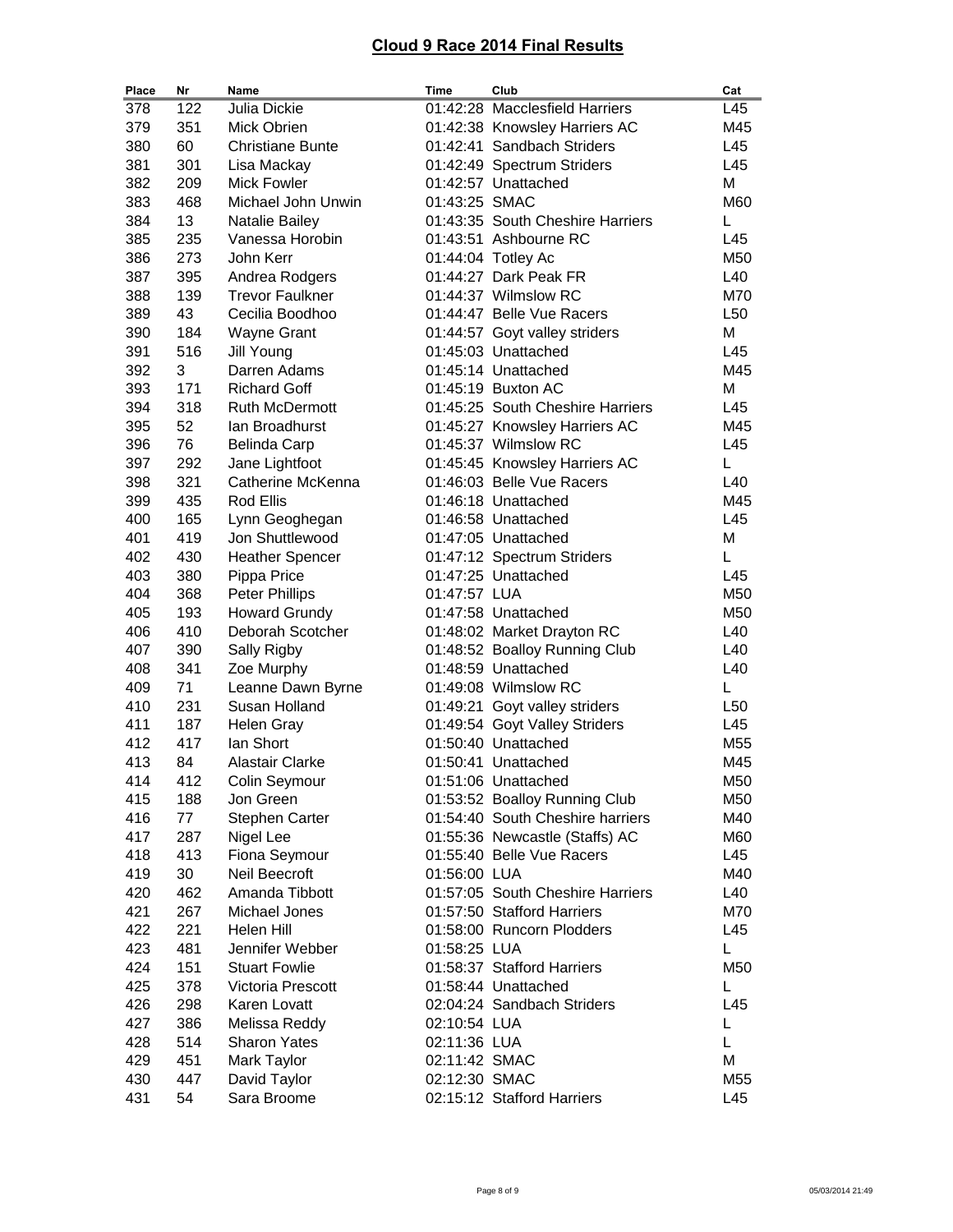## Cloud 9 Race 2014 Final Results

| Place | Nr | Name | Time | Club | Cat |
|---|---|---|---|---|---|
| 378 | 122 | Julia Dickie | 01:42:28 | Macclesfield Harriers | L45 |
| 379 | 351 | Mick Obrien | 01:42:38 | Knowsley Harriers AC | M45 |
| 380 | 60 | Christiane Bunte | 01:42:41 | Sandbach Striders | L45 |
| 381 | 301 | Lisa Mackay | 01:42:49 | Spectrum Striders | L45 |
| 382 | 209 | Mick Fowler | 01:42:57 | Unattached | M |
| 383 | 468 | Michael John Unwin | 01:43:25 | SMAC | M60 |
| 384 | 13 | Natalie Bailey | 01:43:35 | South Cheshire Harriers | L |
| 385 | 235 | Vanessa Horobin | 01:43:51 | Ashbourne RC | L45 |
| 386 | 273 | John Kerr | 01:44:04 | Totley Ac | M50 |
| 387 | 395 | Andrea Rodgers | 01:44:27 | Dark Peak FR | L40 |
| 388 | 139 | Trevor Faulkner | 01:44:37 | Wilmslow RC | M70 |
| 389 | 43 | Cecilia Boodhoo | 01:44:47 | Belle Vue Racers | L50 |
| 390 | 184 | Wayne Grant | 01:44:57 | Goyt valley striders | M |
| 391 | 516 | Jill Young | 01:45:03 | Unattached | L45 |
| 392 | 3 | Darren Adams | 01:45:14 | Unattached | M45 |
| 393 | 171 | Richard Goff | 01:45:19 | Buxton AC | M |
| 394 | 318 | Ruth McDermott | 01:45:25 | South Cheshire Harriers | L45 |
| 395 | 52 | Ian Broadhurst | 01:45:27 | Knowsley Harriers AC | M45 |
| 396 | 76 | Belinda Carp | 01:45:37 | Wilmslow RC | L45 |
| 397 | 292 | Jane Lightfoot | 01:45:45 | Knowsley Harriers AC | L |
| 398 | 321 | Catherine McKenna | 01:46:03 | Belle Vue Racers | L40 |
| 399 | 435 | Rod Ellis | 01:46:18 | Unattached | M45 |
| 400 | 165 | Lynn Geoghegan | 01:46:58 | Unattached | L45 |
| 401 | 419 | Jon Shuttlewood | 01:47:05 | Unattached | M |
| 402 | 430 | Heather Spencer | 01:47:12 | Spectrum Striders | L |
| 403 | 380 | Pippa Price | 01:47:25 | Unattached | L45 |
| 404 | 368 | Peter Phillips | 01:47:57 | LUA | M50 |
| 405 | 193 | Howard Grundy | 01:47:58 | Unattached | M50 |
| 406 | 410 | Deborah Scotcher | 01:48:02 | Market Drayton RC | L40 |
| 407 | 390 | Sally Rigby | 01:48:52 | Boalloy Running Club | L40 |
| 408 | 341 | Zoe Murphy | 01:48:59 | Unattached | L40 |
| 409 | 71 | Leanne Dawn Byrne | 01:49:08 | Wilmslow RC | L |
| 410 | 231 | Susan Holland | 01:49:21 | Goyt valley striders | L50 |
| 411 | 187 | Helen Gray | 01:49:54 | Goyt Valley Striders | L45 |
| 412 | 417 | Ian Short | 01:50:40 | Unattached | M55 |
| 413 | 84 | Alastair Clarke | 01:50:41 | Unattached | M45 |
| 414 | 412 | Colin Seymour | 01:51:06 | Unattached | M50 |
| 415 | 188 | Jon Green | 01:53:52 | Boalloy Running Club | M50 |
| 416 | 77 | Stephen Carter | 01:54:40 | South Cheshire harriers | M40 |
| 417 | 287 | Nigel Lee | 01:55:36 | Newcastle (Staffs) AC | M60 |
| 418 | 413 | Fiona Seymour | 01:55:40 | Belle Vue Racers | L45 |
| 419 | 30 | Neil Beecroft | 01:56:00 | LUA | M40 |
| 420 | 462 | Amanda Tibbott | 01:57:05 | South Cheshire Harriers | L40 |
| 421 | 267 | Michael Jones | 01:57:50 | Stafford Harriers | M70 |
| 422 | 221 | Helen Hill | 01:58:00 | Runcorn Plodders | L45 |
| 423 | 481 | Jennifer Webber | 01:58:25 | LUA | L |
| 424 | 151 | Stuart Fowlie | 01:58:37 | Stafford Harriers | M50 |
| 425 | 378 | Victoria Prescott | 01:58:44 | Unattached | L |
| 426 | 298 | Karen Lovatt | 02:04:24 | Sandbach Striders | L45 |
| 427 | 386 | Melissa Reddy | 02:10:54 | LUA | L |
| 428 | 514 | Sharon Yates | 02:11:36 | LUA | L |
| 429 | 451 | Mark Taylor | 02:11:42 | SMAC | M |
| 430 | 447 | David Taylor | 02:12:30 | SMAC | M55 |
| 431 | 54 | Sara Broome | 02:15:12 | Stafford Harriers | L45 |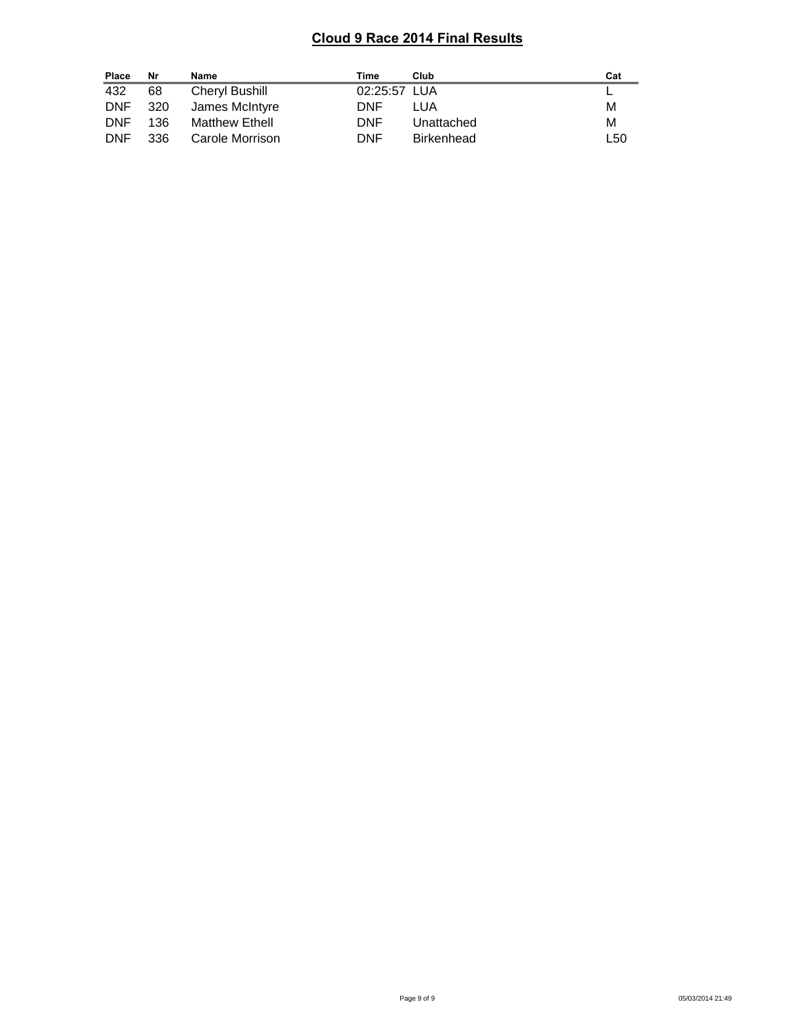## Cloud 9 Race 2014 Final Results

| Place | Nr | Name | Time | Club | Cat |
|---|---|---|---|---|---|
| 432 | 68 | Cheryl Bushill | 02:25:57 | LUA | L |
| DNF | 320 | James McIntyre | DNF | LUA | M |
| DNF | 136 | Matthew Ethell | DNF | Unattached | M |
| DNF | 336 | Carole Morrison | DNF | Birkenhead | L50 |